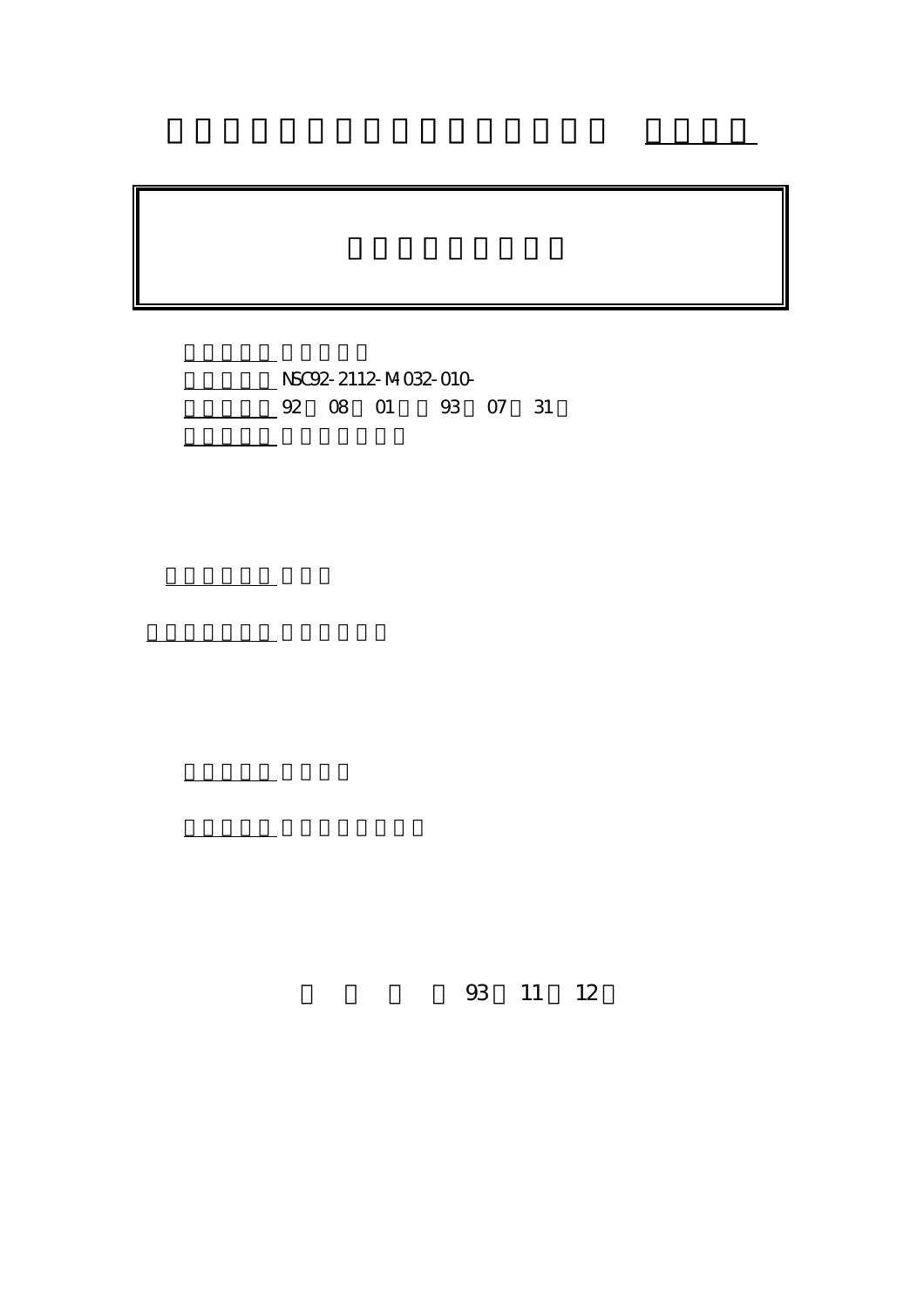NSC92-2112-M-032-010-

92 08 01 93 07 31

93 11 12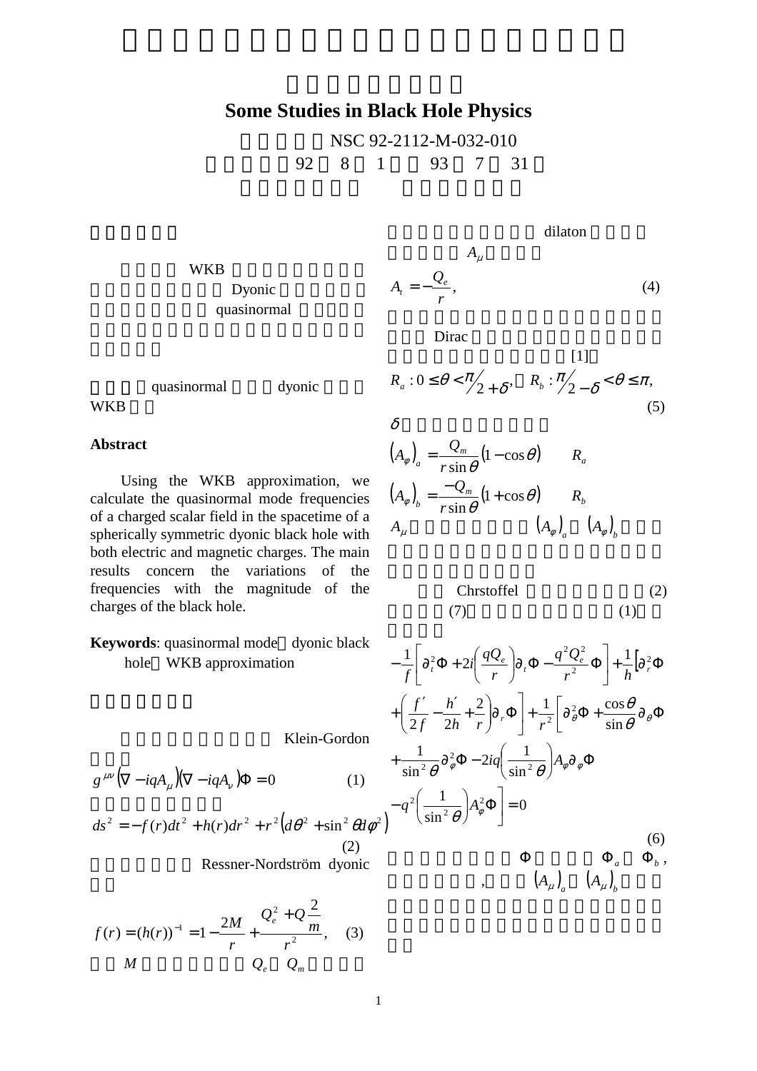## Some Studies in Black Hole Physics

NSC 92-2112-M-032-010

92 8 1 93 7 31

WKB Dyonic quasinormal

quasinormal dyonic WKB

**Abstract**

Using the WKB approximation, we calculate the quasinormal mode frequencies of a charged scalar field in the spacetime of a spherically symmetric dyonic black hole with both electric and magnetic charges. The main results concern the variations of the frequencies with the magnitude of the charges of the black hole.

**Keywords**: quasinormal mode dyonic black hole WKB approximation

Klein-Gordon

$$g^{\mu\nu}(\nabla_\mu - iqA_\mu)(\nabla_\nu - iqA_\nu)\Phi = 0 \qquad (1)$$

$$ds^2 = -f(r)dt^2 + h(r)dr^2 + r^2\left(d\theta^2 + \sin^2\theta d\varphi^2\right) \qquad (2)$$

Ressner-Nordström dyonic

$$f(r) = (h(r))^{-1} = 1 - \frac{2M}{r} + \frac{Q_e^2 + Q_m^2}{r^2}, \qquad (3)$$

$M$ $Q_e$ $Q_m$

dilaton $A_\mu$

$$A_t = -\frac{Q_e}{r}, \qquad (4)$$

Dirac [1]

$$R_a : 0 \le \theta < \pi/2 + \delta, \quad R_b : \pi/2 - \delta < \theta \le \pi, \qquad (5)$$

$\delta$

$$\left(A_\varphi\right)_a = \frac{Q_m}{r\sin\theta}(1-\cos\theta) \qquad R_a$$

$$\left(A_\varphi\right)_b = \frac{-Q_m}{r\sin\theta}(1+\cos\theta) \qquad R_b$$

$A_\mu$ $\left(A_\varphi\right)_a$ $\left(A_\varphi\right)_b$

Chrstoffel (2) (7) (1)

$$-\frac{1}{f}\left[\partial_t^2\Phi + 2i\left(\frac{qQ_e}{r}\right)\partial_t\Phi - \frac{q^2Q_e^2}{r^2}\Phi\right] + \frac{1}{h}\left[\partial_r^2\Phi + \left(\frac{f'}{2f} - \frac{h'}{2h} + \frac{2}{r}\right)\partial_r\Phi\right] + \frac{1}{r^2}\left[\partial_\theta^2\Phi + \frac{\cos\theta}{\sin\theta}\partial_\theta\Phi + \frac{1}{\sin^2\theta}\partial_\varphi^2\Phi - 2iq\left(\frac{1}{\sin^2\theta}\right)A_\varphi\partial_\varphi\Phi - q^2\left(\frac{1}{\sin^2\theta}\right)A_\varphi^2\Phi\right] = 0 \qquad (6)$$

$\Phi$ $\Phi_a$ $\Phi_b$, , $\left(A_\mu\right)_a$ $\left(A_\mu\right)_b$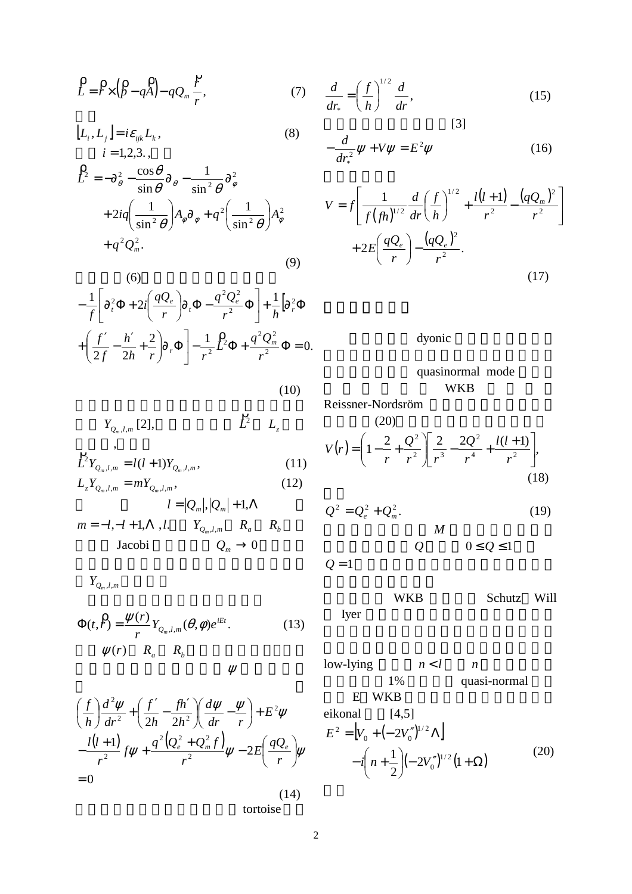$$\vec{L} = \vec{r}\times\left(\vec{p} - q\vec{A}\right) - qQ_m\frac{\vec{r}}{r}, \tag{7}$$

$$\left[L_i, L_j\right] = i\varepsilon_{ijk}L_k, \tag{8}$$

$i = 1,2,3.$,

$$\vec{L}^2 = -\partial_\theta^2 - \frac{\cos\theta}{\sin\theta}\partial_\theta - \frac{1}{\sin^2\theta}\partial_\varphi^2 + 2iq\left(\frac{1}{\sin^2\theta}\right)A_\varphi\partial_\varphi + q^2\left(\frac{1}{\sin^2\theta}\right)A_\varphi^2 + q^2Q_m^2. \tag{9}$$

(6)

$$-\frac{1}{f}\left[\partial_t^2\Phi + 2i\left(\frac{qQ_e}{r}\right)\partial_t\Phi - \frac{q^2Q_e^2}{r^2}\Phi\right] + \frac{1}{h}\left[\partial_r^2\Phi + \left(\frac{f'}{2f} - \frac{h'}{2h} + \frac{2}{r}\right)\partial_r\Phi\right] - \frac{1}{r^2}\vec{L}^2\Phi + \frac{q^2Q_m^2}{r^2}\Phi = 0. \tag{10}$$

$Y_{Q_m,l,m}$ [2], $\vec{L}^2$ $L_z$ ,

$$\vec{L}^2Y_{Q_m,l,m} = l(l+1)Y_{Q_m,l,m}, \tag{11}$$

$$L_zY_{Q_m,l,m} = mY_{Q_m,l,m}, \tag{12}$$

$l = |Q_m|, |Q_m|+1, \ldots$ $m = -l, -l+1, \ldots, l.$ $Y_{Q_m,l,m}$ $R_a$ $R_b$ Jacobi $Q_m \to 0$ $Y_{Q_m,l,m}$

$$\Phi(t,\vec{r}) = \frac{\psi(r)}{r}Y_{Q_m,l,m}(\theta,\phi)e^{iEt}. \tag{13}$$

$\psi(r)$ $R_a$ $R_b$ $\psi$

$$\left(\frac{f}{h}\right)\frac{d^2\psi}{dr^2} + \left(\frac{f'}{2h} - \frac{fh'}{2h^2}\right)\left(\frac{d\psi}{dr} - \frac{\psi}{r}\right) + E^2\psi - \frac{l(l+1)}{r^2}f\psi + \frac{q^2\left(Q_e^2 + Q_m^2 f\right)}{r^2}\psi - 2E\left(\frac{qQ_e}{r}\right)\psi = 0 \tag{14}$$

tortoise

$$\frac{d}{dr_*} = \left(\frac{f}{h}\right)^{1/2}\frac{d}{dr}, \tag{15}$$

[3]

$$-\frac{d}{dr_*^2}\psi + V\psi = E^2\psi \tag{16}$$

$$V = f\left[\frac{1}{f(fh)^{1/2}}\frac{d}{dr}\left(\frac{f}{h}\right)^{1/2} + \frac{l(l+1)}{r^2} - \frac{(qQ_m)^2}{r^2}\right] + 2E\left(\frac{qQ_e}{r}\right) - \frac{(qQ_e)^2}{r^2}. \tag{17}$$

dyonic quasinormal mode WKB Reissner-Nordström (20)

$$V(r) = \left(1 - \frac{2}{r} + \frac{Q^2}{r^2}\right)\left[\frac{2}{r^3} - \frac{2Q^2}{r^4} + \frac{l(l+1)}{r^2}\right], \tag{18}$$

$$Q^2 = Q_e^2 + Q_m^2. \tag{19}$$

$M$ $Q$ $0 \le Q \le 1$ $Q = 1$

WKB Schutz Will Iyer

low-lying $n < l$ $n$ 1% quasi-normal E WKB eikonal [4,5]

$$E^2 = \left[V_0 + \left(-2V_0''\right)^{1/2}\Lambda\right] - i\left(n + \frac{1}{2}\right)\left(-2V_0''\right)^{1/2}\left(1 + \Omega\right) \tag{20}$$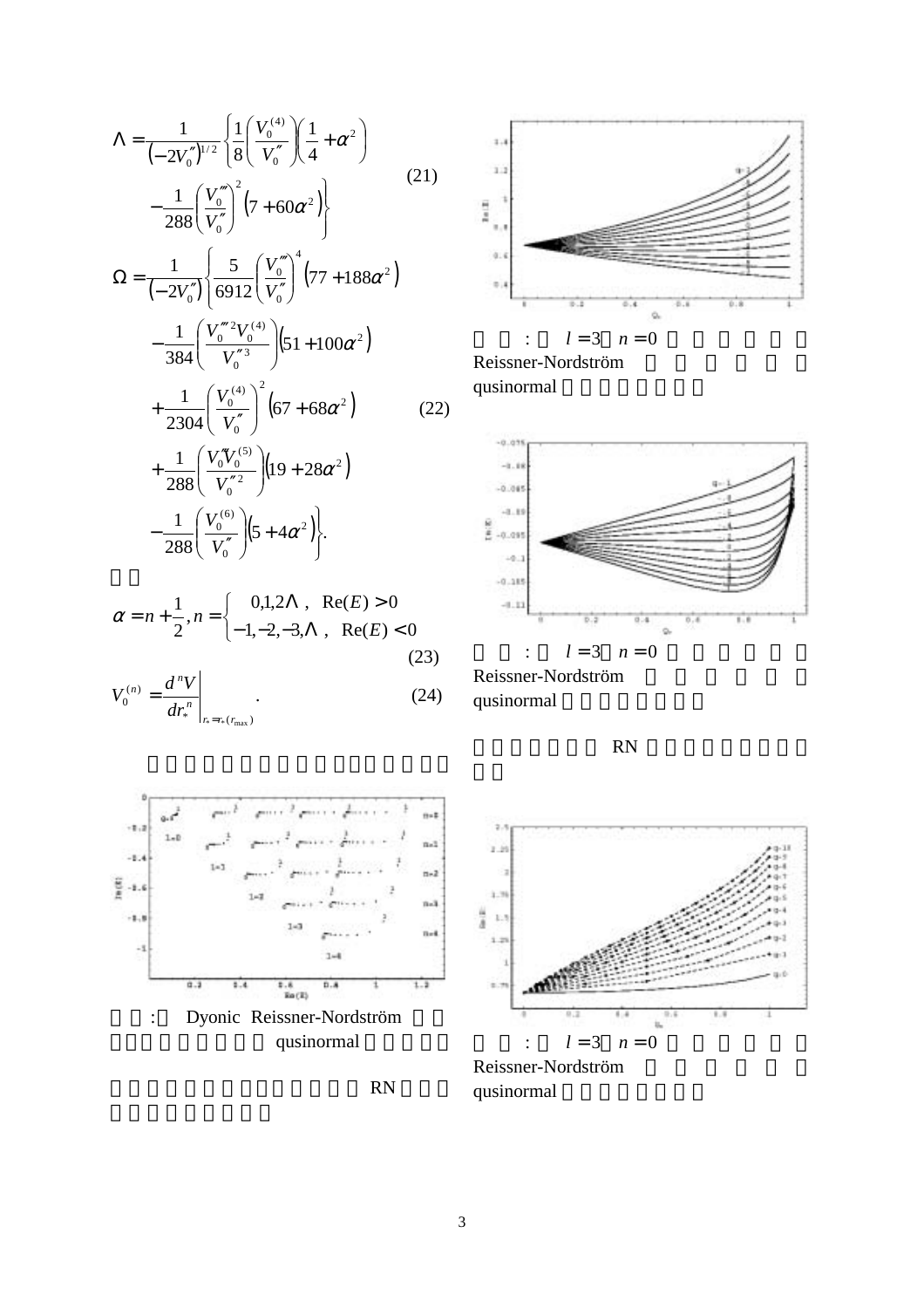$$\Lambda = \frac{1}{\left(-2V_0''\right)^{1/2}}\left\{\frac{1}{8}\left(\frac{V_0^{(4)}}{V_0''}\right)\left(\frac{1}{4}+\alpha^2\right) - \frac{1}{288}\left(\frac{V_0'''}{V_0''}\right)^2\left(7+60\alpha^2\right)\right\} \tag{21}$$

$$\Omega = \frac{1}{\left(-2V_0''\right)}\left\{\frac{5}{6912}\left(\frac{V_0'''}{V_0''}\right)^4\left(77+188\alpha^2\right) - \frac{1}{384}\left(\frac{V_0'''^2 V_0^{(4)}}{V_0''^3}\right)\left(51+100\alpha^2\right) + \frac{1}{2304}\left(\frac{V_0^{(4)}}{V_0''}\right)^2\left(67+68\alpha^2\right) + \frac{1}{288}\left(\frac{V_0'''V_0^{(5)}}{V_0''^2}\right)\left(19+28\alpha^2\right) - \frac{1}{288}\left(\frac{V_0^{(6)}}{V_0''}\right)\left(5+4\alpha^2\right)\right\}. \tag{22}$$

$$\alpha = n+\frac{1}{2}, n = \begin{cases} 0,1,2\Lambda\ , & \mathrm{Re}(E)>0 \\ -1,-2,-3,\Lambda\ , & \mathrm{Re}(E)<0 \end{cases} \tag{23}$$

$$V_0^{(n)} = \left.\frac{d^nV}{dr_*^n}\right|_{r_*=r_*(r_{\max})}. \tag{24}$$

图 : Dyonic Reissner-Nordström qusinormal

RN

图 : $l=3$ $n=0$ Reissner-Nordström qusinormal

图 : $l=3$ $n=0$ Reissner-Nordström qusinormal

RN

图 : $l=3$ $n=0$ Reissner-Nordström qusinormal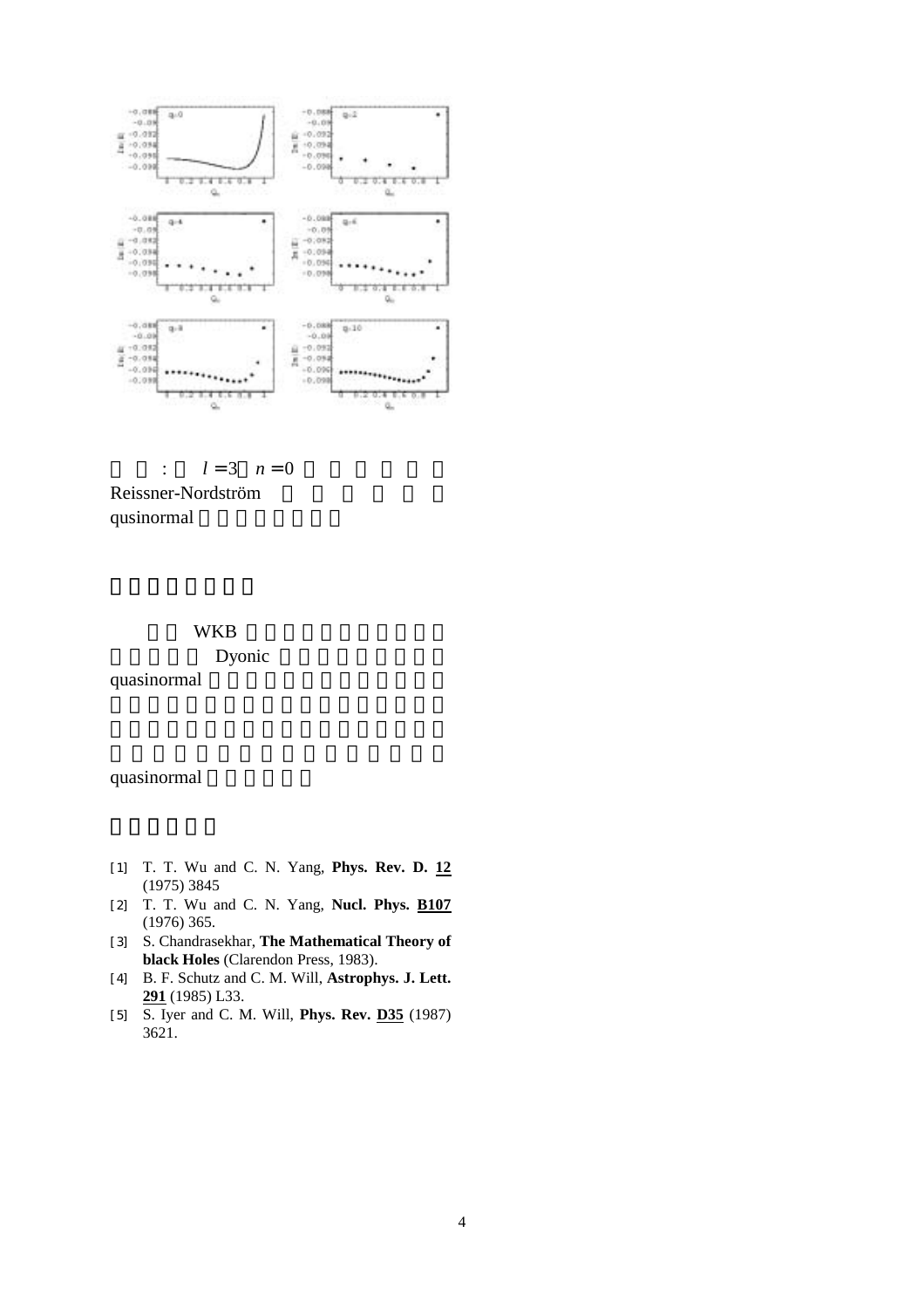q=0

q=2

q=4

q=6

q=8

q=10

Im E

-0.088
-0.09
-0.092
-0.094
-0.096
-0.098

0 0.2 0.4 0.6 0.8 1

$Q_m$

: $l = 3$ $n = 0$

Reissner-Nordström

qusinormal

WKB

Dyonic

quasinormal

quasinormal

[1] T. T. Wu and C. N. Yang, **Phys. Rev. D. 12** (1975) 3845

[2] T. T. Wu and C. N. Yang, **Nucl. Phys. B107** (1976) 365.

[3] S. Chandrasekhar, **The Mathematical Theory of black Holes** (Clarendon Press, 1983).

[4] B. F. Schutz and C. M. Will, **Astrophys. J. Lett. 291** (1985) L33.

[5] S. Iyer and C. M. Will, **Phys. Rev. D35** (1987) 3621.